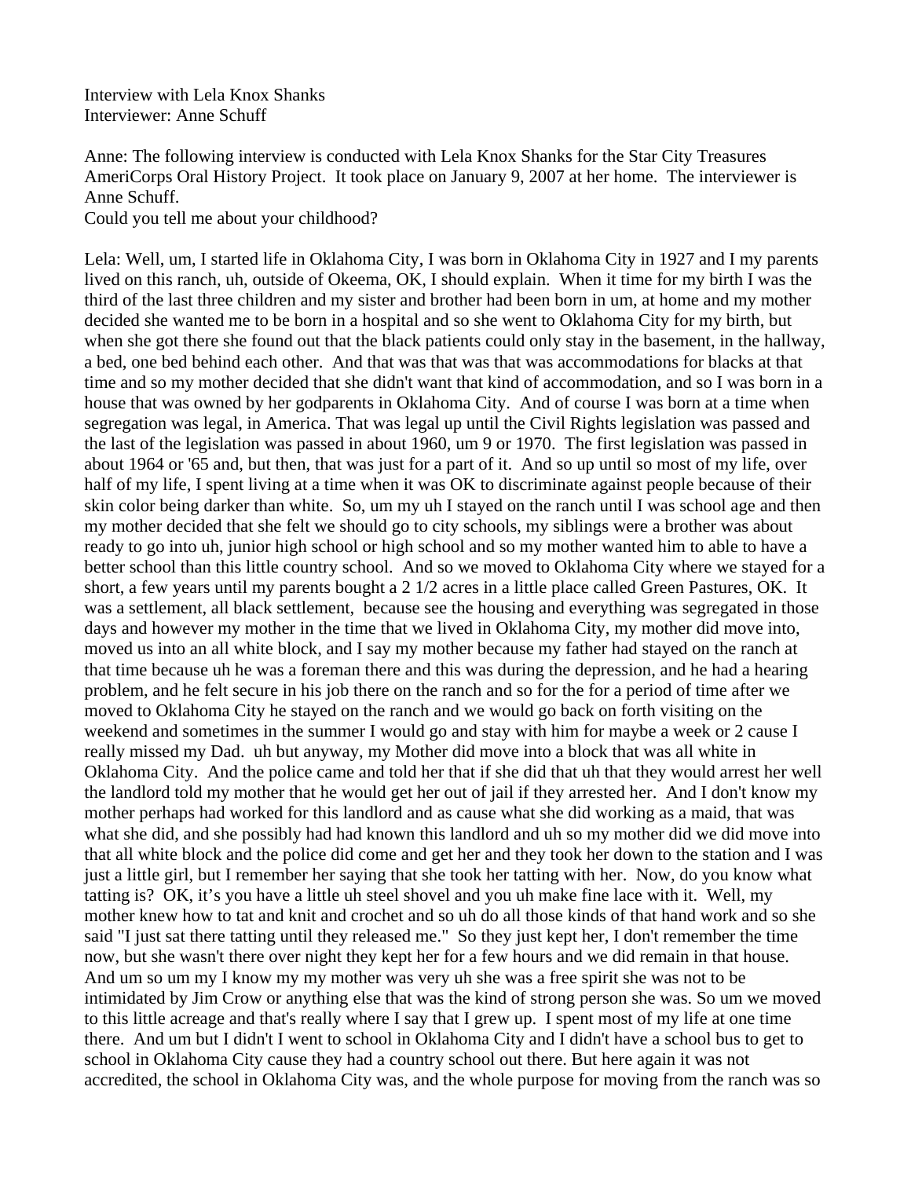Interview with Lela Knox Shanks
Interviewer: Anne Schuff

Anne: The following interview is conducted with Lela Knox Shanks for the Star City Treasures AmeriCorps Oral History Project. It took place on January 9, 2007 at her home. The interviewer is Anne Schuff.
Could you tell me about your childhood?

Lela: Well, um, I started life in Oklahoma City, I was born in Oklahoma City in 1927 and I my parents lived on this ranch, uh, outside of Okeema, OK, I should explain. When it time for my birth I was the third of the last three children and my sister and brother had been born in um, at home and my mother decided she wanted me to be born in a hospital and so she went to Oklahoma City for my birth, but when she got there she found out that the black patients could only stay in the basement, in the hallway, a bed, one bed behind each other. And that was that was that was accommodations for blacks at that time and so my mother decided that she didn't want that kind of accommodation, and so I was born in a house that was owned by her godparents in Oklahoma City. And of course I was born at a time when segregation was legal, in America. That was legal up until the Civil Rights legislation was passed and the last of the legislation was passed in about 1960, um 9 or 1970. The first legislation was passed in about 1964 or '65 and, but then, that was just for a part of it. And so up until so most of my life, over half of my life, I spent living at a time when it was OK to discriminate against people because of their skin color being darker than white. So, um my uh I stayed on the ranch until I was school age and then my mother decided that she felt we should go to city schools, my siblings were a brother was about ready to go into uh, junior high school or high school and so my mother wanted him to able to have a better school than this little country school. And so we moved to Oklahoma City where we stayed for a short, a few years until my parents bought a 2 1/2 acres in a little place called Green Pastures, OK. It was a settlement, all black settlement, because see the housing and everything was segregated in those days and however my mother in the time that we lived in Oklahoma City, my mother did move into, moved us into an all white block, and I say my mother because my father had stayed on the ranch at that time because uh he was a foreman there and this was during the depression, and he had a hearing problem, and he felt secure in his job there on the ranch and so for the for a period of time after we moved to Oklahoma City he stayed on the ranch and we would go back on forth visiting on the weekend and sometimes in the summer I would go and stay with him for maybe a week or 2 cause I really missed my Dad. uh but anyway, my Mother did move into a block that was all white in Oklahoma City. And the police came and told her that if she did that uh that they would arrest her well the landlord told my mother that he would get her out of jail if they arrested her. And I don't know my mother perhaps had worked for this landlord and as cause what she did working as a maid, that was what she did, and she possibly had had known this landlord and uh so my mother did we did move into that all white block and the police did come and get her and they took her down to the station and I was just a little girl, but I remember her saying that she took her tatting with her. Now, do you know what tatting is? OK, it's you have a little uh steel shovel and you uh make fine lace with it. Well, my mother knew how to tat and knit and crochet and so uh do all those kinds of that hand work and so she said "I just sat there tatting until they released me." So they just kept her, I don't remember the time now, but she wasn't there over night they kept her for a few hours and we did remain in that house. And um so um my I know my my mother was very uh she was a free spirit she was not to be intimidated by Jim Crow or anything else that was the kind of strong person she was. So um we moved to this little acreage and that's really where I say that I grew up. I spent most of my life at one time there. And um but I didn't I went to school in Oklahoma City and I didn't have a school bus to get to school in Oklahoma City cause they had a country school out there. But here again it was not accredited, the school in Oklahoma City was, and the whole purpose for moving from the ranch was so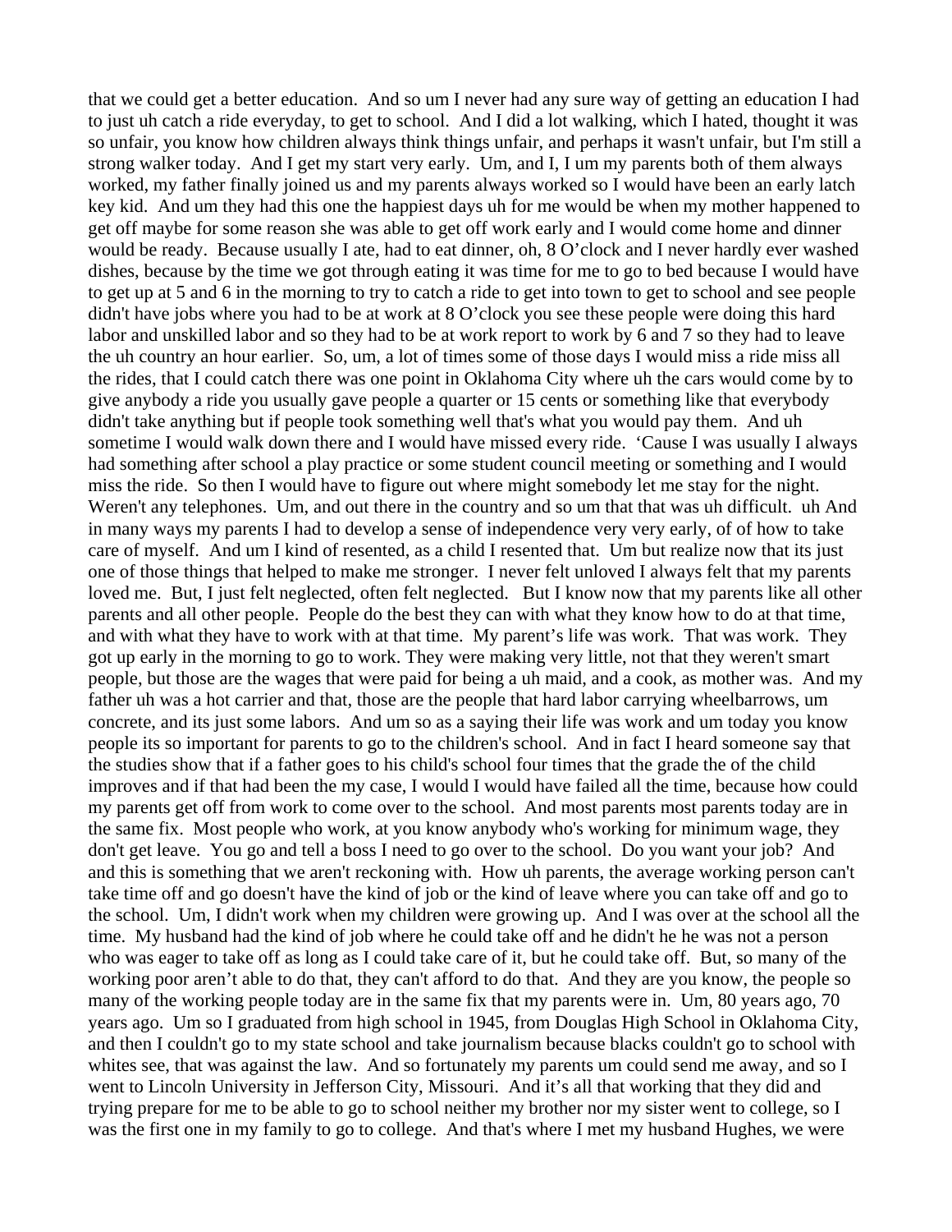that we could get a better education. And so um I never had any sure way of getting an education I had to just uh catch a ride everyday, to get to school. And I did a lot walking, which I hated, thought it was so unfair, you know how children always think things unfair, and perhaps it wasn't unfair, but I'm still a strong walker today. And I get my start very early. Um, and I, I um my parents both of them always worked, my father finally joined us and my parents always worked so I would have been an early latch key kid. And um they had this one the happiest days uh for me would be when my mother happened to get off maybe for some reason she was able to get off work early and I would come home and dinner would be ready. Because usually I ate, had to eat dinner, oh, 8 O'clock and I never hardly ever washed dishes, because by the time we got through eating it was time for me to go to bed because I would have to get up at 5 and 6 in the morning to try to catch a ride to get into town to get to school and see people didn't have jobs where you had to be at work at 8 O'clock you see these people were doing this hard labor and unskilled labor and so they had to be at work report to work by 6 and 7 so they had to leave the uh country an hour earlier. So, um, a lot of times some of those days I would miss a ride miss all the rides, that I could catch there was one point in Oklahoma City where uh the cars would come by to give anybody a ride you usually gave people a quarter or 15 cents or something like that everybody didn't take anything but if people took something well that's what you would pay them. And uh sometime I would walk down there and I would have missed every ride. 'Cause I was usually I always had something after school a play practice or some student council meeting or something and I would miss the ride. So then I would have to figure out where might somebody let me stay for the night. Weren't any telephones. Um, and out there in the country and so um that that was uh difficult. uh And in many ways my parents I had to develop a sense of independence very very early, of of how to take care of myself. And um I kind of resented, as a child I resented that. Um but realize now that its just one of those things that helped to make me stronger. I never felt unloved I always felt that my parents loved me. But, I just felt neglected, often felt neglected. But I know now that my parents like all other parents and all other people. People do the best they can with what they know how to do at that time, and with what they have to work with at that time. My parent's life was work. That was work. They got up early in the morning to go to work. They were making very little, not that they weren't smart people, but those are the wages that were paid for being a uh maid, and a cook, as mother was. And my father uh was a hot carrier and that, those are the people that hard labor carrying wheelbarrows, um concrete, and its just some labors. And um so as a saying their life was work and um today you know people its so important for parents to go to the children's school. And in fact I heard someone say that the studies show that if a father goes to his child's school four times that the grade the of the child improves and if that had been the my case, I would I would have failed all the time, because how could my parents get off from work to come over to the school. And most parents most parents today are in the same fix. Most people who work, at you know anybody who's working for minimum wage, they don't get leave. You go and tell a boss I need to go over to the school. Do you want your job? And and this is something that we aren't reckoning with. How uh parents, the average working person can't take time off and go doesn't have the kind of job or the kind of leave where you can take off and go to the school. Um, I didn't work when my children were growing up. And I was over at the school all the time. My husband had the kind of job where he could take off and he didn't he he was not a person who was eager to take off as long as I could take care of it, but he could take off. But, so many of the working poor aren't able to do that, they can't afford to do that. And they are you know, the people so many of the working people today are in the same fix that my parents were in. Um, 80 years ago, 70 years ago. Um so I graduated from high school in 1945, from Douglas High School in Oklahoma City, and then I couldn't go to my state school and take journalism because blacks couldn't go to school with whites see, that was against the law. And so fortunately my parents um could send me away, and so I went to Lincoln University in Jefferson City, Missouri. And it's all that working that they did and trying prepare for me to be able to go to school neither my brother nor my sister went to college, so I was the first one in my family to go to college. And that's where I met my husband Hughes, we were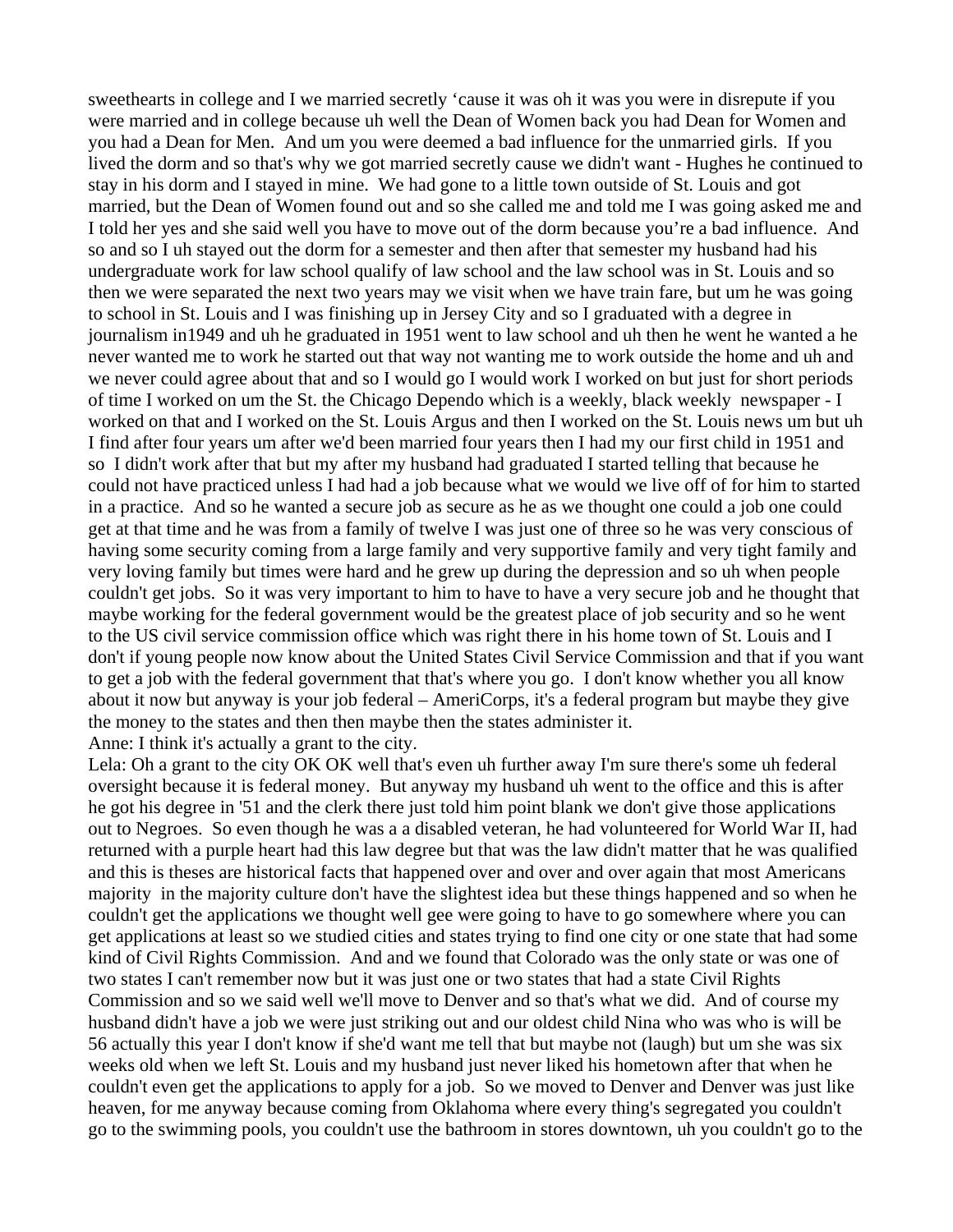sweethearts in college and I we married secretly 'cause it was oh it was you were in disrepute if you were married and in college because uh well the Dean of Women back you had Dean for Women and you had a Dean for Men. And um you were deemed a bad influence for the unmarried girls. If you lived the dorm and so that's why we got married secretly cause we didn't want - Hughes he continued to stay in his dorm and I stayed in mine. We had gone to a little town outside of St. Louis and got married, but the Dean of Women found out and so she called me and told me I was going asked me and I told her yes and she said well you have to move out of the dorm because you're a bad influence. And so and so I uh stayed out the dorm for a semester and then after that semester my husband had his undergraduate work for law school qualify of law school and the law school was in St. Louis and so then we were separated the next two years may we visit when we have train fare, but um he was going to school in St. Louis and I was finishing up in Jersey City and so I graduated with a degree in journalism in1949 and uh he graduated in 1951 went to law school and uh then he went he wanted a he never wanted me to work he started out that way not wanting me to work outside the home and uh and we never could agree about that and so I would go I would work I worked on but just for short periods of time I worked on um the St. the Chicago Dependo which is a weekly, black weekly newspaper - I worked on that and I worked on the St. Louis Argus and then I worked on the St. Louis news um but uh I find after four years um after we'd been married four years then I had my our first child in 1951 and so I didn't work after that but my after my husband had graduated I started telling that because he could not have practiced unless I had had a job because what we would we live off of for him to started in a practice. And so he wanted a secure job as secure as he as we thought one could a job one could get at that time and he was from a family of twelve I was just one of three so he was very conscious of having some security coming from a large family and very supportive family and very tight family and very loving family but times were hard and he grew up during the depression and so uh when people couldn't get jobs. So it was very important to him to have to have a very secure job and he thought that maybe working for the federal government would be the greatest place of job security and so he went to the US civil service commission office which was right there in his home town of St. Louis and I don't if young people now know about the United States Civil Service Commission and that if you want to get a job with the federal government that that's where you go. I don't know whether you all know about it now but anyway is your job federal – AmeriCorps, it's a federal program but maybe they give the money to the states and then then maybe then the states administer it.
Anne: I think it's actually a grant to the city.
Lela: Oh a grant to the city OK OK well that's even uh further away I'm sure there's some uh federal oversight because it is federal money. But anyway my husband uh went to the office and this is after he got his degree in '51 and the clerk there just told him point blank we don't give those applications out to Negroes. So even though he was a a disabled veteran, he had volunteered for World War II, had returned with a purple heart had this law degree but that was the law didn't matter that he was qualified and this is theses are historical facts that happened over and over and over again that most Americans majority in the majority culture don't have the slightest idea but these things happened and so when he couldn't get the applications we thought well gee were going to have to go somewhere where you can get applications at least so we studied cities and states trying to find one city or one state that had some kind of Civil Rights Commission. And and we found that Colorado was the only state or was one of two states I can't remember now but it was just one or two states that had a state Civil Rights Commission and so we said well we'll move to Denver and so that's what we did. And of course my husband didn't have a job we were just striking out and our oldest child Nina who was who is will be 56 actually this year I don't know if she'd want me tell that but maybe not (laugh) but um she was six weeks old when we left St. Louis and my husband just never liked his hometown after that when he couldn't even get the applications to apply for a job. So we moved to Denver and Denver was just like heaven, for me anyway because coming from Oklahoma where every thing's segregated you couldn't go to the swimming pools, you couldn't use the bathroom in stores downtown, uh you couldn't go to the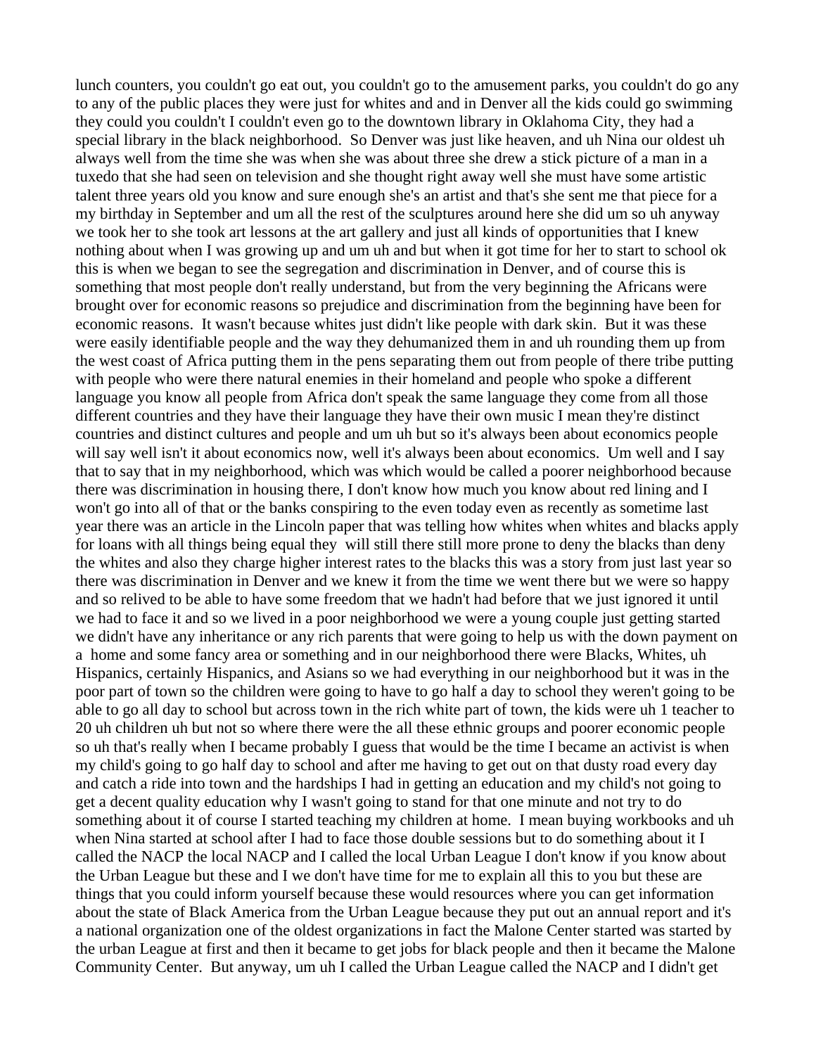lunch counters, you couldn't go eat out, you couldn't go to the amusement parks, you couldn't do go any to any of the public places they were just for whites and and in Denver all the kids could go swimming they could you couldn't I couldn't even go to the downtown library in Oklahoma City, they had a special library in the black neighborhood. So Denver was just like heaven, and uh Nina our oldest uh always well from the time she was when she was about three she drew a stick picture of a man in a tuxedo that she had seen on television and she thought right away well she must have some artistic talent three years old you know and sure enough she's an artist and that's she sent me that piece for a my birthday in September and um all the rest of the sculptures around here she did um so uh anyway we took her to she took art lessons at the art gallery and just all kinds of opportunities that I knew nothing about when I was growing up and um uh and but when it got time for her to start to school ok this is when we began to see the segregation and discrimination in Denver, and of course this is something that most people don't really understand, but from the very beginning the Africans were brought over for economic reasons so prejudice and discrimination from the beginning have been for economic reasons. It wasn't because whites just didn't like people with dark skin. But it was these were easily identifiable people and the way they dehumanized them in and uh rounding them up from the west coast of Africa putting them in the pens separating them out from people of there tribe putting with people who were there natural enemies in their homeland and people who spoke a different language you know all people from Africa don't speak the same language they come from all those different countries and they have their language they have their own music I mean they're distinct countries and distinct cultures and people and um uh but so it's always been about economics people will say well isn't it about economics now, well it's always been about economics. Um well and I say that to say that in my neighborhood, which was which would be called a poorer neighborhood because there was discrimination in housing there, I don't know how much you know about red lining and I won't go into all of that or the banks conspiring to the even today even as recently as sometime last year there was an article in the Lincoln paper that was telling how whites when whites and blacks apply for loans with all things being equal they will still there still more prone to deny the blacks than deny the whites and also they charge higher interest rates to the blacks this was a story from just last year so there was discrimination in Denver and we knew it from the time we went there but we were so happy and so relived to be able to have some freedom that we hadn't had before that we just ignored it until we had to face it and so we lived in a poor neighborhood we were a young couple just getting started we didn't have any inheritance or any rich parents that were going to help us with the down payment on a home and some fancy area or something and in our neighborhood there were Blacks, Whites, uh Hispanics, certainly Hispanics, and Asians so we had everything in our neighborhood but it was in the poor part of town so the children were going to have to go half a day to school they weren't going to be able to go all day to school but across town in the rich white part of town, the kids were uh 1 teacher to 20 uh children uh but not so where there were the all these ethnic groups and poorer economic people so uh that's really when I became probably I guess that would be the time I became an activist is when my child's going to go half day to school and after me having to get out on that dusty road every day and catch a ride into town and the hardships I had in getting an education and my child's not going to get a decent quality education why I wasn't going to stand for that one minute and not try to do something about it of course I started teaching my children at home. I mean buying workbooks and uh when Nina started at school after I had to face those double sessions but to do something about it I called the NACP the local NACP and I called the local Urban League I don't know if you know about the Urban League but these and I we don't have time for me to explain all this to you but these are things that you could inform yourself because these would resources where you can get information about the state of Black America from the Urban League because they put out an annual report and it's a national organization one of the oldest organizations in fact the Malone Center started was started by the urban League at first and then it became to get jobs for black people and then it became the Malone Community Center. But anyway, um uh I called the Urban League called the NACP and I didn't get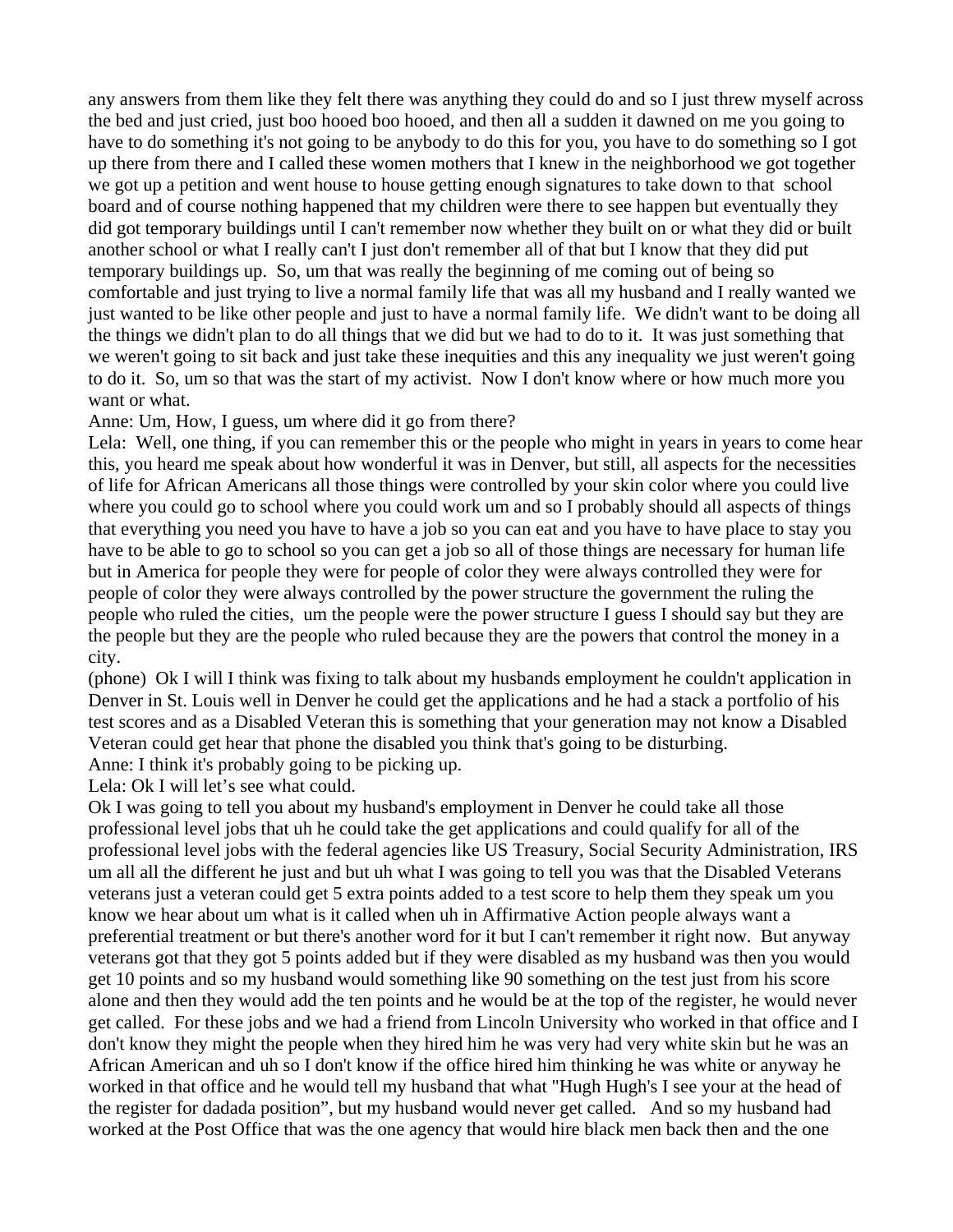any answers from them like they felt there was anything they could do and so I just threw myself across the bed and just cried, just boo hooed boo hooed, and then all a sudden it dawned on me you going to have to do something it's not going to be anybody to do this for you, you have to do something so I got up there from there and I called these women mothers that I knew in the neighborhood we got together we got up a petition and went house to house getting enough signatures to take down to that school board and of course nothing happened that my children were there to see happen but eventually they did got temporary buildings until I can't remember now whether they built on or what they did or built another school or what I really can't I just don't remember all of that but I know that they did put temporary buildings up. So, um that was really the beginning of me coming out of being so comfortable and just trying to live a normal family life that was all my husband and I really wanted we just wanted to be like other people and just to have a normal family life. We didn't want to be doing all the things we didn't plan to do all things that we did but we had to do to it. It was just something that we weren't going to sit back and just take these inequities and this any inequality we just weren't going to do it. So, um so that was the start of my activist. Now I don't know where or how much more you want or what.

Anne: Um, How, I guess, um where did it go from there?

Lela: Well, one thing, if you can remember this or the people who might in years in years to come hear this, you heard me speak about how wonderful it was in Denver, but still, all aspects for the necessities of life for African Americans all those things were controlled by your skin color where you could live where you could go to school where you could work um and so I probably should all aspects of things that everything you need you have to have a job so you can eat and you have to have place to stay you have to be able to go to school so you can get a job so all of those things are necessary for human life but in America for people they were for people of color they were always controlled they were for people of color they were always controlled by the power structure the government the ruling the people who ruled the cities, um the people were the power structure I guess I should say but they are the people but they are the people who ruled because they are the powers that control the money in a city.

(phone) Ok I will I think was fixing to talk about my husbands employment he couldn't application in Denver in St. Louis well in Denver he could get the applications and he had a stack a portfolio of his test scores and as a Disabled Veteran this is something that your generation may not know a Disabled Veteran could get hear that phone the disabled you think that's going to be disturbing.

Anne: I think it's probably going to be picking up.

Lela: Ok I will let's see what could.

Ok I was going to tell you about my husband's employment in Denver he could take all those professional level jobs that uh he could take the get applications and could qualify for all of the professional level jobs with the federal agencies like US Treasury, Social Security Administration, IRS um all all the different he just and but uh what I was going to tell you was that the Disabled Veterans veterans just a veteran could get 5 extra points added to a test score to help them they speak um you know we hear about um what is it called when uh in Affirmative Action people always want a preferential treatment or but there's another word for it but I can't remember it right now. But anyway veterans got that they got 5 points added but if they were disabled as my husband was then you would get 10 points and so my husband would something like 90 something on the test just from his score alone and then they would add the ten points and he would be at the top of the register, he would never get called. For these jobs and we had a friend from Lincoln University who worked in that office and I don't know they might the people when they hired him he was very had very white skin but he was an African American and uh so I don't know if the office hired him thinking he was white or anyway he worked in that office and he would tell my husband that what "Hugh Hugh's I see your at the head of the register for dadada position", but my husband would never get called. And so my husband had worked at the Post Office that was the one agency that would hire black men back then and the one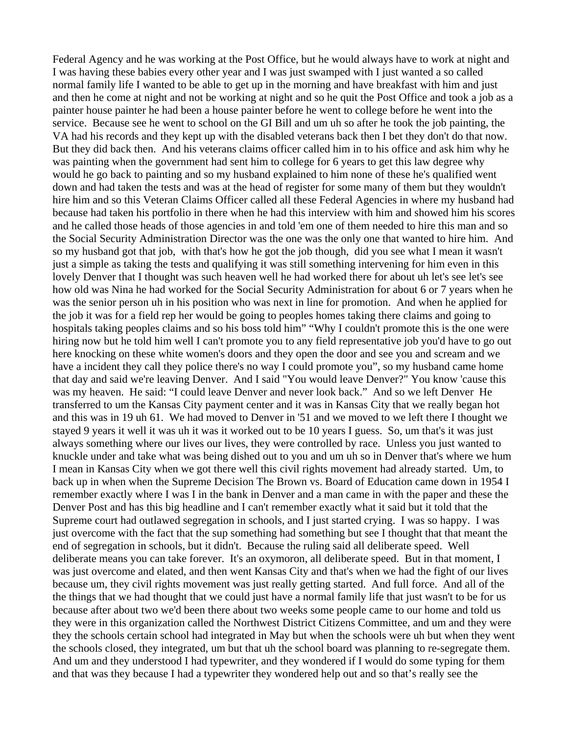Federal Agency and he was working at the Post Office, but he would always have to work at night and I was having these babies every other year and I was just swamped with I just wanted a so called normal family life I wanted to be able to get up in the morning and have breakfast with him and just and then he come at night and not be working at night and so he quit the Post Office and took a job as a painter house painter he had been a house painter before he went to college before he went into the service. Because see he went to school on the GI Bill and um uh so after he took the job painting, the VA had his records and they kept up with the disabled veterans back then I bet they don't do that now. But they did back then. And his veterans claims officer called him in to his office and ask him why he was painting when the government had sent him to college for 6 years to get this law degree why would he go back to painting and so my husband explained to him none of these he's qualified went down and had taken the tests and was at the head of register for some many of them but they wouldn't hire him and so this Veteran Claims Officer called all these Federal Agencies in where my husband had because had taken his portfolio in there when he had this interview with him and showed him his scores and he called those heads of those agencies in and told 'em one of them needed to hire this man and so the Social Security Administration Director was the one was the only one that wanted to hire him. And so my husband got that job, with that's how he got the job though, did you see what I mean it wasn't just a simple as taking the tests and qualifying it was still something intervening for him even in this lovely Denver that I thought was such heaven well he had worked there for about uh let's see let's see how old was Nina he had worked for the Social Security Administration for about 6 or 7 years when he was the senior person uh in his position who was next in line for promotion. And when he applied for the job it was for a field rep her would be going to peoples homes taking there claims and going to hospitals taking peoples claims and so his boss told him" "Why I couldn't promote this is the one were hiring now but he told him well I can't promote you to any field representative job you'd have to go out here knocking on these white women's doors and they open the door and see you and scream and we have a incident they call they police there's no way I could promote you", so my husband came home that day and said we're leaving Denver. And I said "You would leave Denver?" You know 'cause this was my heaven. He said: "I could leave Denver and never look back." And so we left Denver He transferred to um the Kansas City payment center and it was in Kansas City that we really began hot and this was in 19 uh 61. We had moved to Denver in '51 and we moved to we left there I thought we stayed 9 years it well it was uh it was it worked out to be 10 years I guess. So, um that's it was just always something where our lives our lives, they were controlled by race. Unless you just wanted to knuckle under and take what was being dished out to you and um uh so in Denver that's where we hum I mean in Kansas City when we got there well this civil rights movement had already started. Um, to back up in when when the Supreme Decision The Brown vs. Board of Education came down in 1954 I remember exactly where I was I in the bank in Denver and a man came in with the paper and these the Denver Post and has this big headline and I can't remember exactly what it said but it told that the Supreme court had outlawed segregation in schools, and I just started crying. I was so happy. I was just overcome with the fact that the sup something had something but see I thought that that meant the end of segregation in schools, but it didn't. Because the ruling said all deliberate speed. Well deliberate means you can take forever. It's an oxymoron, all deliberate speed. But in that moment, I was just overcome and elated, and then went Kansas City and that's when we had the fight of our lives because um, they civil rights movement was just really getting started. And full force. And all of the the things that we had thought that we could just have a normal family life that just wasn't to be for us because after about two we'd been there about two weeks some people came to our home and told us they were in this organization called the Northwest District Citizens Committee, and um and they were they the schools certain school had integrated in May but when the schools were uh but when they went the schools closed, they integrated, um but that uh the school board was planning to re-segregate them. And um and they understood I had typewriter, and they wondered if I would do some typing for them and that was they because I had a typewriter they wondered help out and so that's really see the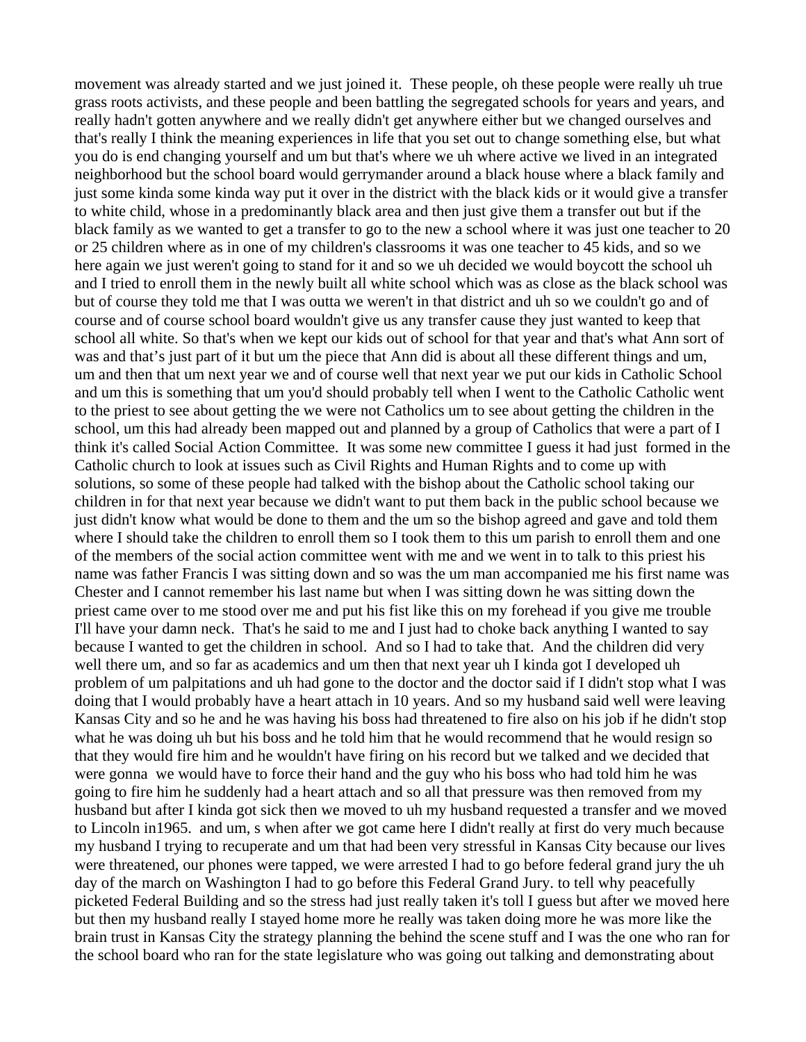movement was already started and we just joined it. These people, oh these people were really uh true grass roots activists, and these people and been battling the segregated schools for years and years, and really hadn't gotten anywhere and we really didn't get anywhere either but we changed ourselves and that's really I think the meaning experiences in life that you set out to change something else, but what you do is end changing yourself and um but that's where we uh where active we lived in an integrated neighborhood but the school board would gerrymander around a black house where a black family and just some kinda some kinda way put it over in the district with the black kids or it would give a transfer to white child, whose in a predominantly black area and then just give them a transfer out but if the black family as we wanted to get a transfer to go to the new a school where it was just one teacher to 20 or 25 children where as in one of my children's classrooms it was one teacher to 45 kids, and so we here again we just weren't going to stand for it and so we uh decided we would boycott the school uh and I tried to enroll them in the newly built all white school which was as close as the black school was but of course they told me that I was outta we weren't in that district and uh so we couldn't go and of course and of course school board wouldn't give us any transfer cause they just wanted to keep that school all white. So that's when we kept our kids out of school for that year and that's what Ann sort of was and that's just part of it but um the piece that Ann did is about all these different things and um, um and then that um next year we and of course well that next year we put our kids in Catholic School and um this is something that um you'd should probably tell when I went to the Catholic Catholic went to the priest to see about getting the we were not Catholics um to see about getting the children in the school, um this had already been mapped out and planned by a group of Catholics that were a part of I think it's called Social Action Committee. It was some new committee I guess it had just formed in the Catholic church to look at issues such as Civil Rights and Human Rights and to come up with solutions, so some of these people had talked with the bishop about the Catholic school taking our children in for that next year because we didn't want to put them back in the public school because we just didn't know what would be done to them and the um so the bishop agreed and gave and told them where I should take the children to enroll them so I took them to this um parish to enroll them and one of the members of the social action committee went with me and we went in to talk to this priest his name was father Francis I was sitting down and so was the um man accompanied me his first name was Chester and I cannot remember his last name but when I was sitting down he was sitting down the priest came over to me stood over me and put his fist like this on my forehead if you give me trouble I'll have your damn neck. That's he said to me and I just had to choke back anything I wanted to say because I wanted to get the children in school. And so I had to take that. And the children did very well there um, and so far as academics and um then that next year uh I kinda got I developed uh problem of um palpitations and uh had gone to the doctor and the doctor said if I didn't stop what I was doing that I would probably have a heart attach in 10 years. And so my husband said well were leaving Kansas City and so he and he was having his boss had threatened to fire also on his job if he didn't stop what he was doing uh but his boss and he told him that he would recommend that he would resign so that they would fire him and he wouldn't have firing on his record but we talked and we decided that were gonna we would have to force their hand and the guy who his boss who had told him he was going to fire him he suddenly had a heart attach and so all that pressure was then removed from my husband but after I kinda got sick then we moved to uh my husband requested a transfer and we moved to Lincoln in1965. and um, s when after we got came here I didn't really at first do very much because my husband I trying to recuperate and um that had been very stressful in Kansas City because our lives were threatened, our phones were tapped, we were arrested I had to go before federal grand jury the uh day of the march on Washington I had to go before this Federal Grand Jury. to tell why peacefully picketed Federal Building and so the stress had just really taken it's toll I guess but after we moved here but then my husband really I stayed home more he really was taken doing more he was more like the brain trust in Kansas City the strategy planning the behind the scene stuff and I was the one who ran for the school board who ran for the state legislature who was going out talking and demonstrating about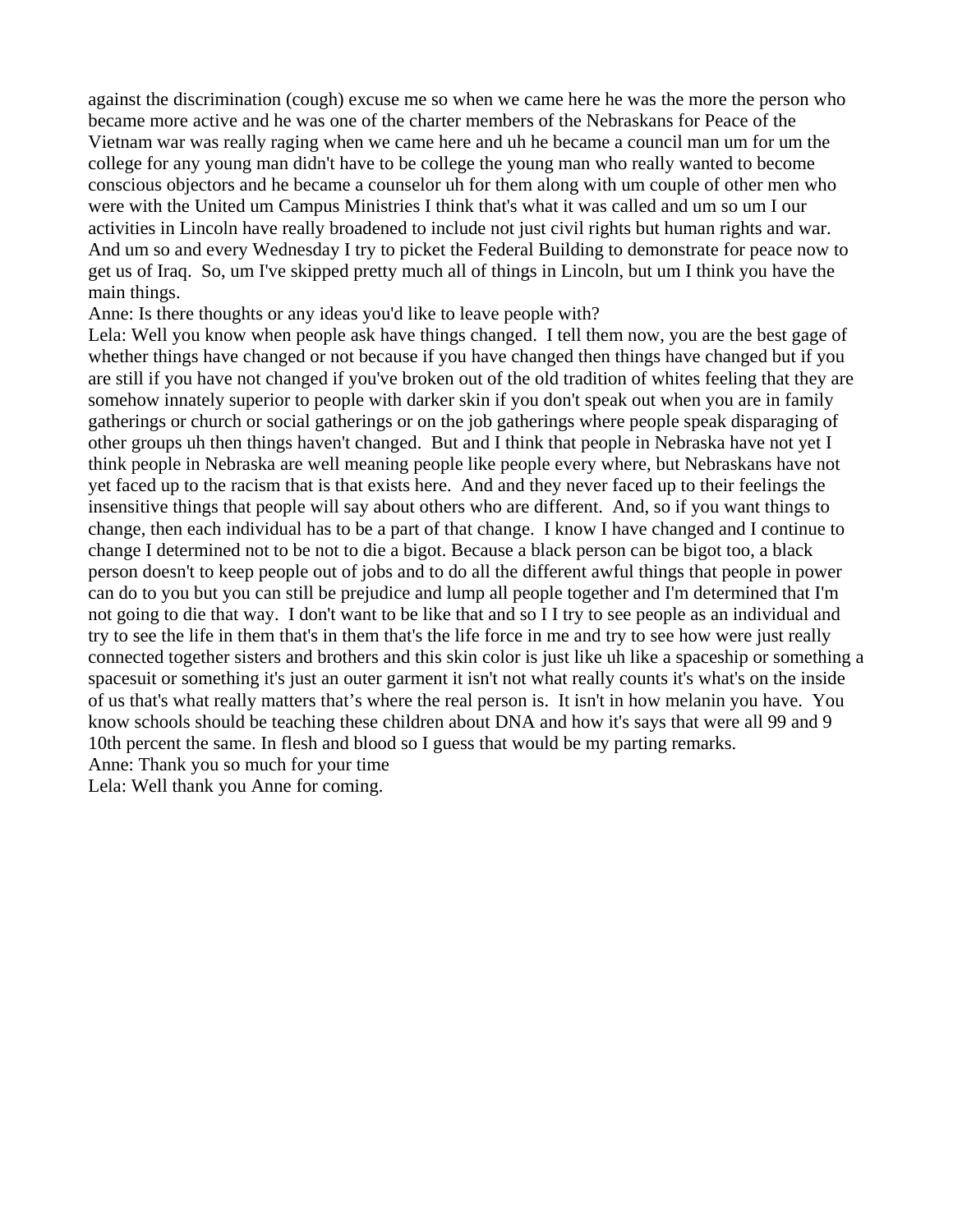against the discrimination (cough) excuse me so when we came here he was the more the person who became more active and he was one of the charter members of the Nebraskans for Peace of the Vietnam war was really raging when we came here and uh he became a council man um for um the college for any young man didn't have to be college the young man who really wanted to become conscious objectors and he became a counselor uh for them along with um couple of other men who were with the United um Campus Ministries I think that's what it was called and um so um I our activities in Lincoln have really broadened to include not just civil rights but human rights and war. And um so and every Wednesday I try to picket the Federal Building to demonstrate for peace now to get us of Iraq. So, um I've skipped pretty much all of things in Lincoln, but um I think you have the main things.

Anne: Is there thoughts or any ideas you'd like to leave people with?

Lela: Well you know when people ask have things changed. I tell them now, you are the best gage of whether things have changed or not because if you have changed then things have changed but if you are still if you have not changed if you've broken out of the old tradition of whites feeling that they are somehow innately superior to people with darker skin if you don't speak out when you are in family gatherings or church or social gatherings or on the job gatherings where people speak disparaging of other groups uh then things haven't changed. But and I think that people in Nebraska have not yet I think people in Nebraska are well meaning people like people every where, but Nebraskans have not yet faced up to the racism that is that exists here. And and they never faced up to their feelings the insensitive things that people will say about others who are different. And, so if you want things to change, then each individual has to be a part of that change. I know I have changed and I continue to change I determined not to be not to die a bigot. Because a black person can be bigot too, a black person doesn't to keep people out of jobs and to do all the different awful things that people in power can do to you but you can still be prejudice and lump all people together and I'm determined that I'm not going to die that way. I don't want to be like that and so I I try to see people as an individual and try to see the life in them that's in them that's the life force in me and try to see how were just really connected together sisters and brothers and this skin color is just like uh like a spaceship or something a spacesuit or something it's just an outer garment it isn't not what really counts it's what's on the inside of us that's what really matters that's where the real person is. It isn't in how melanin you have. You know schools should be teaching these children about DNA and how it's says that were all 99 and 9 10th percent the same. In flesh and blood so I guess that would be my parting remarks.

Anne: Thank you so much for your time

Lela: Well thank you Anne for coming.